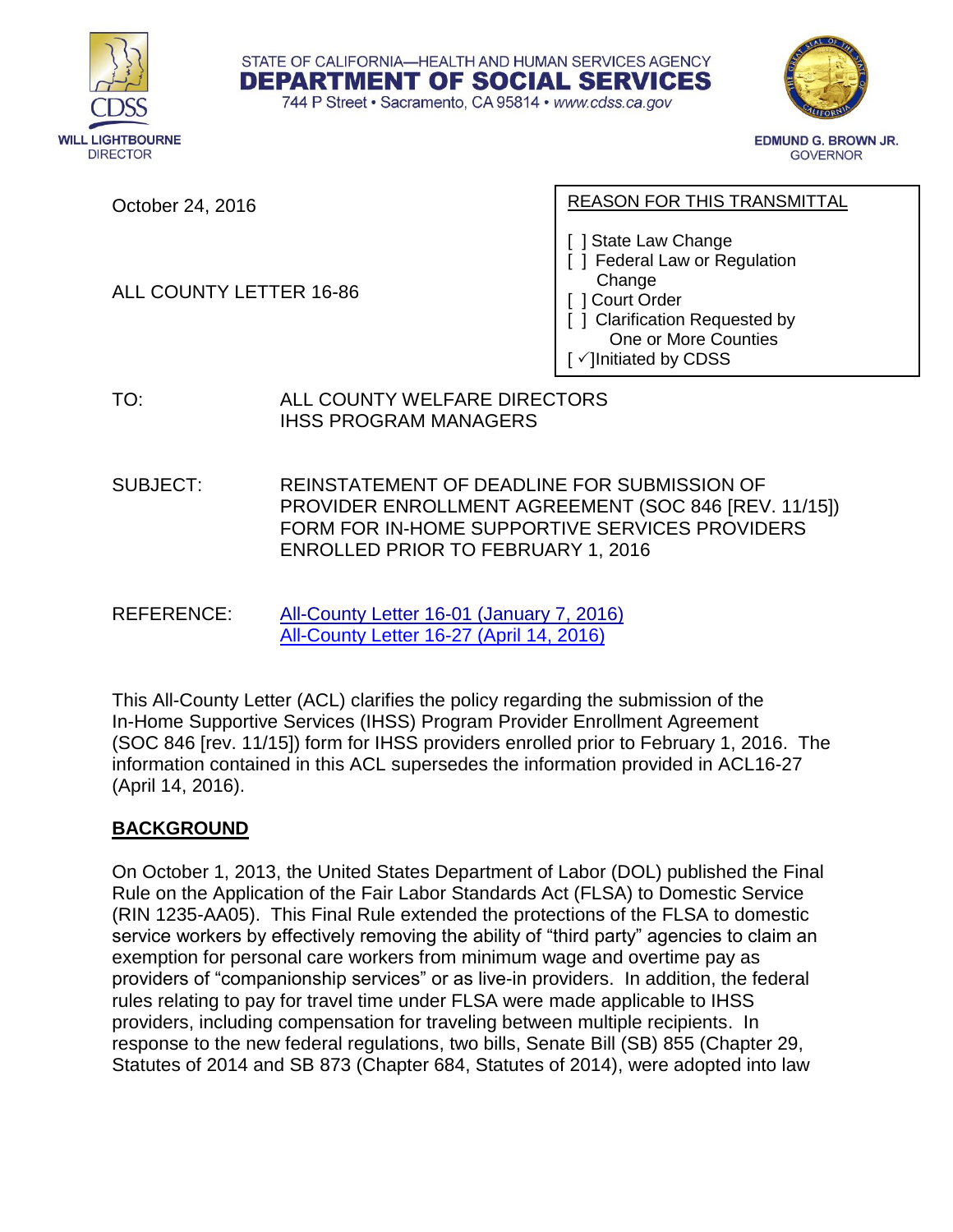STATE OF CALIFORNIA—HEALTH AND HUMAN SERVICES AGENCY

**DEPARTMENT OF SOCIAL SERVICES**

744 P Street • Sacramento, CA 95814 • www.cdss.ca.gov

**WILL LIGHTBOURNE**
DIRECTOR

**EDMUND G. BROWN JR.**
GOVERNOR

October 24, 2016

ALL COUNTY LETTER 16-86

REASON FOR THIS TRANSMITTAL

[ ] State Law Change
[ ] Federal Law or Regulation Change
[ ] Court Order
[ ] Clarification Requested by One or More Counties
[ ✓]Initiated by CDSS

TO: ALL COUNTY WELFARE DIRECTORS
IHSS PROGRAM MANAGERS

SUBJECT: REINSTATEMENT OF DEADLINE FOR SUBMISSION OF PROVIDER ENROLLMENT AGREEMENT (SOC 846 [REV. 11/15]) FORM FOR IN-HOME SUPPORTIVE SERVICES PROVIDERS ENROLLED PRIOR TO FEBRUARY 1, 2016

REFERENCE: All-County Letter 16-01 (January 7, 2016)
All-County Letter 16-27 (April 14, 2016)

This All-County Letter (ACL) clarifies the policy regarding the submission of the In-Home Supportive Services (IHSS) Program Provider Enrollment Agreement (SOC 846 [rev. 11/15]) form for IHSS providers enrolled prior to February 1, 2016. The information contained in this ACL supersedes the information provided in ACL16-27 (April 14, 2016).

## BACKGROUND

On October 1, 2013, the United States Department of Labor (DOL) published the Final Rule on the Application of the Fair Labor Standards Act (FLSA) to Domestic Service (RIN 1235-AA05). This Final Rule extended the protections of the FLSA to domestic service workers by effectively removing the ability of "third party" agencies to claim an exemption for personal care workers from minimum wage and overtime pay as providers of "companionship services" or as live-in providers. In addition, the federal rules relating to pay for travel time under FLSA were made applicable to IHSS providers, including compensation for traveling between multiple recipients. In response to the new federal regulations, two bills, Senate Bill (SB) 855 (Chapter 29, Statutes of 2014 and SB 873 (Chapter 684, Statutes of 2014), were adopted into law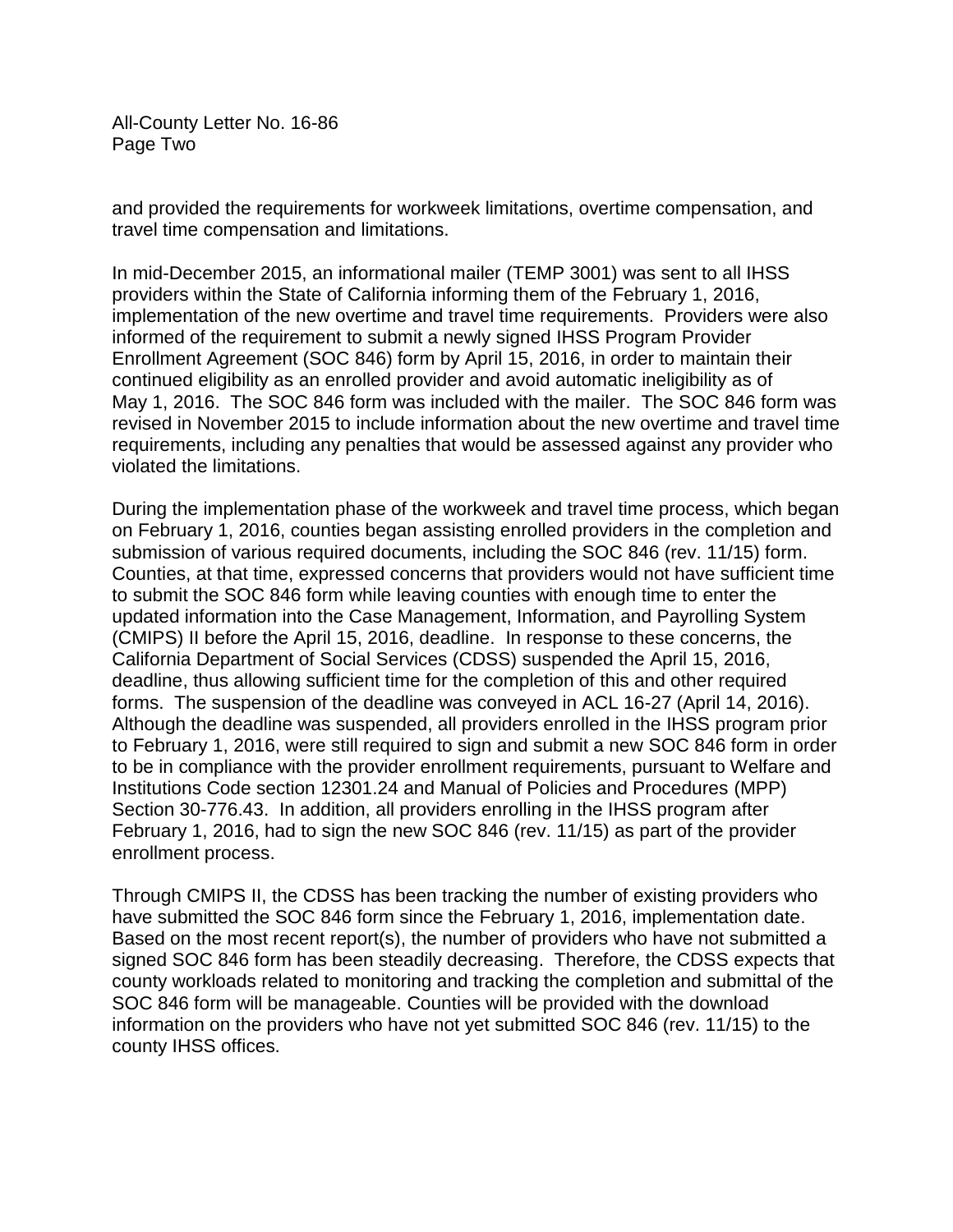and provided the requirements for workweek limitations, overtime compensation, and travel time compensation and limitations.

In mid-December 2015, an informational mailer (TEMP 3001) was sent to all IHSS providers within the State of California informing them of the February 1, 2016, implementation of the new overtime and travel time requirements. Providers were also informed of the requirement to submit a newly signed IHSS Program Provider Enrollment Agreement (SOC 846) form by April 15, 2016, in order to maintain their continued eligibility as an enrolled provider and avoid automatic ineligibility as of May 1, 2016. The SOC 846 form was included with the mailer. The SOC 846 form was revised in November 2015 to include information about the new overtime and travel time requirements, including any penalties that would be assessed against any provider who violated the limitations.

During the implementation phase of the workweek and travel time process, which began on February 1, 2016, counties began assisting enrolled providers in the completion and submission of various required documents, including the SOC 846 (rev. 11/15) form. Counties, at that time, expressed concerns that providers would not have sufficient time to submit the SOC 846 form while leaving counties with enough time to enter the updated information into the Case Management, Information, and Payrolling System (CMIPS) II before the April 15, 2016, deadline. In response to these concerns, the California Department of Social Services (CDSS) suspended the April 15, 2016, deadline, thus allowing sufficient time for the completion of this and other required forms. The suspension of the deadline was conveyed in ACL 16-27 (April 14, 2016). Although the deadline was suspended, all providers enrolled in the IHSS program prior to February 1, 2016, were still required to sign and submit a new SOC 846 form in order to be in compliance with the provider enrollment requirements, pursuant to Welfare and Institutions Code section 12301.24 and Manual of Policies and Procedures (MPP) Section 30-776.43. In addition, all providers enrolling in the IHSS program after February 1, 2016, had to sign the new SOC 846 (rev. 11/15) as part of the provider enrollment process.

Through CMIPS II, the CDSS has been tracking the number of existing providers who have submitted the SOC 846 form since the February 1, 2016, implementation date. Based on the most recent report(s), the number of providers who have not submitted a signed SOC 846 form has been steadily decreasing. Therefore, the CDSS expects that county workloads related to monitoring and tracking the completion and submittal of the SOC 846 form will be manageable. Counties will be provided with the download information on the providers who have not yet submitted SOC 846 (rev. 11/15) to the county IHSS offices.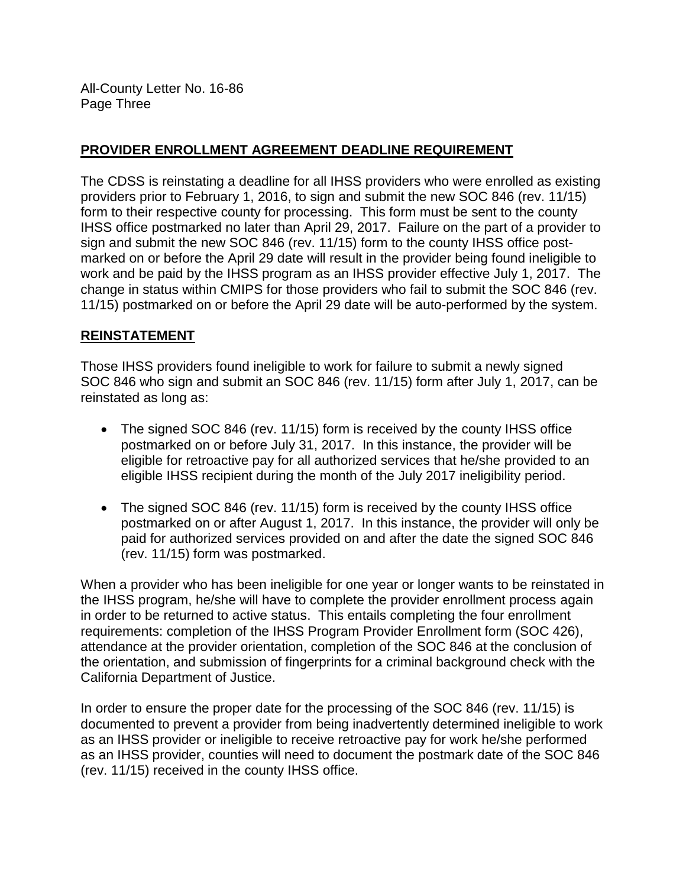## PROVIDER ENROLLMENT AGREEMENT DEADLINE REQUIREMENT

The CDSS is reinstating a deadline for all IHSS providers who were enrolled as existing providers prior to February 1, 2016, to sign and submit the new SOC 846 (rev. 11/15) form to their respective county for processing. This form must be sent to the county IHSS office postmarked no later than April 29, 2017. Failure on the part of a provider to sign and submit the new SOC 846 (rev. 11/15) form to the county IHSS office post-marked on or before the April 29 date will result in the provider being found ineligible to work and be paid by the IHSS program as an IHSS provider effective July 1, 2017. The change in status within CMIPS for those providers who fail to submit the SOC 846 (rev. 11/15) postmarked on or before the April 29 date will be auto-performed by the system.

## REINSTATEMENT

Those IHSS providers found ineligible to work for failure to submit a newly signed SOC 846 who sign and submit an SOC 846 (rev. 11/15) form after July 1, 2017, can be reinstated as long as:

- The signed SOC 846 (rev. 11/15) form is received by the county IHSS office postmarked on or before July 31, 2017. In this instance, the provider will be eligible for retroactive pay for all authorized services that he/she provided to an eligible IHSS recipient during the month of the July 2017 ineligibility period.
- The signed SOC 846 (rev. 11/15) form is received by the county IHSS office postmarked on or after August 1, 2017. In this instance, the provider will only be paid for authorized services provided on and after the date the signed SOC 846 (rev. 11/15) form was postmarked.

When a provider who has been ineligible for one year or longer wants to be reinstated in the IHSS program, he/she will have to complete the provider enrollment process again in order to be returned to active status. This entails completing the four enrollment requirements: completion of the IHSS Program Provider Enrollment form (SOC 426), attendance at the provider orientation, completion of the SOC 846 at the conclusion of the orientation, and submission of fingerprints for a criminal background check with the California Department of Justice.

In order to ensure the proper date for the processing of the SOC 846 (rev. 11/15) is documented to prevent a provider from being inadvertently determined ineligible to work as an IHSS provider or ineligible to receive retroactive pay for work he/she performed as an IHSS provider, counties will need to document the postmark date of the SOC 846 (rev. 11/15) received in the county IHSS office.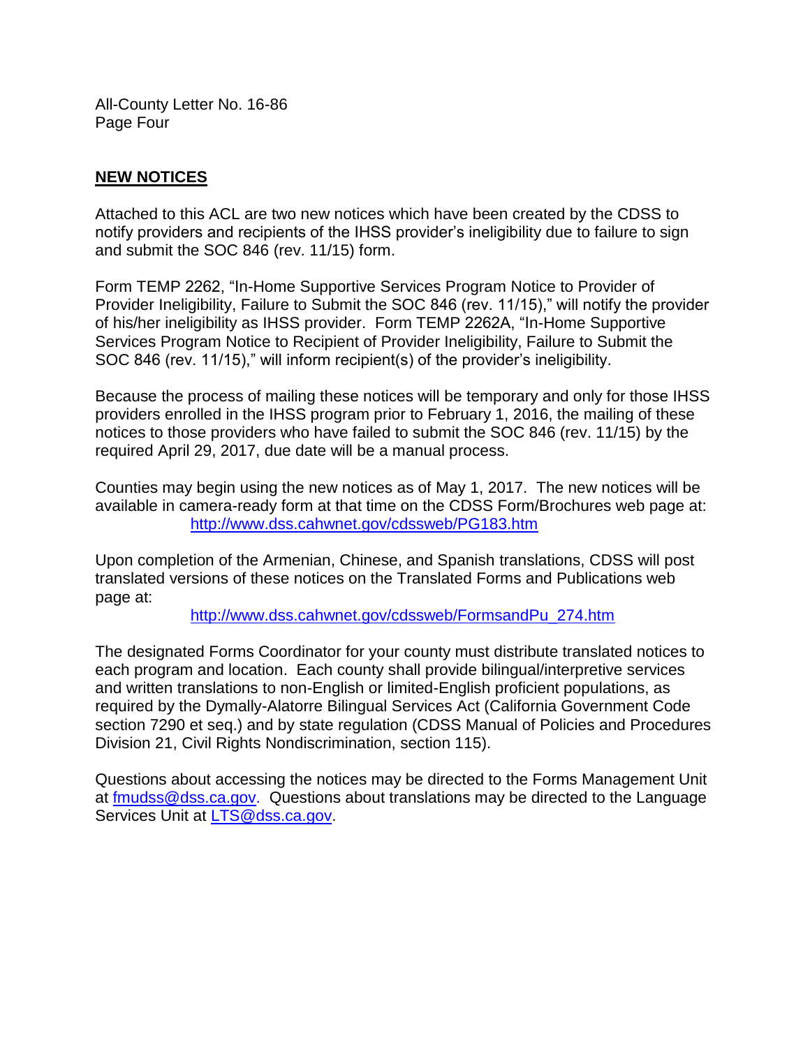## NEW NOTICES

Attached to this ACL are two new notices which have been created by the CDSS to notify providers and recipients of the IHSS provider's ineligibility due to failure to sign and submit the SOC 846 (rev. 11/15) form.

Form TEMP 2262, "In-Home Supportive Services Program Notice to Provider of Provider Ineligibility, Failure to Submit the SOC 846 (rev. 11/15)," will notify the provider of his/her ineligibility as IHSS provider. Form TEMP 2262A, "In-Home Supportive Services Program Notice to Recipient of Provider Ineligibility, Failure to Submit the SOC 846 (rev. 11/15)," will inform recipient(s) of the provider's ineligibility.

Because the process of mailing these notices will be temporary and only for those IHSS providers enrolled in the IHSS program prior to February 1, 2016, the mailing of these notices to those providers who have failed to submit the SOC 846 (rev. 11/15) by the required April 29, 2017, due date will be a manual process.

Counties may begin using the new notices as of May 1, 2017. The new notices will be available in camera-ready form at that time on the CDSS Form/Brochures web page at:

http://www.dss.cahwnet.gov/cdssweb/PG183.htm

Upon completion of the Armenian, Chinese, and Spanish translations, CDSS will post translated versions of these notices on the Translated Forms and Publications web page at:

http://www.dss.cahwnet.gov/cdssweb/FormsandPu_274.htm

The designated Forms Coordinator for your county must distribute translated notices to each program and location. Each county shall provide bilingual/interpretive services and written translations to non-English or limited-English proficient populations, as required by the Dymally-Alatorre Bilingual Services Act (California Government Code section 7290 et seq.) and by state regulation (CDSS Manual of Policies and Procedures Division 21, Civil Rights Nondiscrimination, section 115).

Questions about accessing the notices may be directed to the Forms Management Unit at fmudss@dss.ca.gov. Questions about translations may be directed to the Language Services Unit at LTS@dss.ca.gov.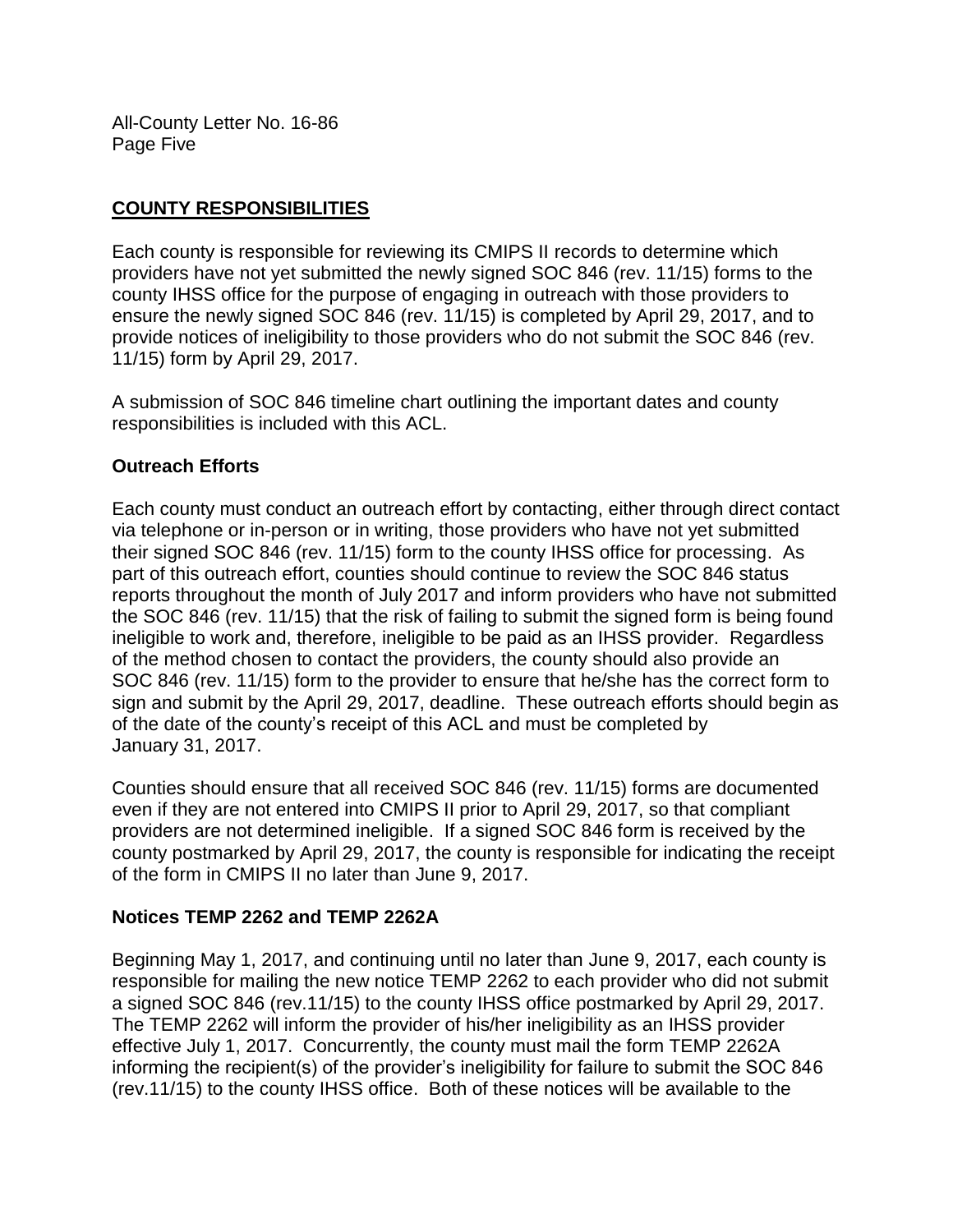## COUNTY RESPONSIBILITIES

Each county is responsible for reviewing its CMIPS II records to determine which providers have not yet submitted the newly signed SOC 846 (rev. 11/15) forms to the county IHSS office for the purpose of engaging in outreach with those providers to ensure the newly signed SOC 846 (rev. 11/15) is completed by April 29, 2017, and to provide notices of ineligibility to those providers who do not submit the SOC 846 (rev. 11/15) form by April 29, 2017.

A submission of SOC 846 timeline chart outlining the important dates and county responsibilities is included with this ACL.

### Outreach Efforts

Each county must conduct an outreach effort by contacting, either through direct contact via telephone or in-person or in writing, those providers who have not yet submitted their signed SOC 846 (rev. 11/15) form to the county IHSS office for processing. As part of this outreach effort, counties should continue to review the SOC 846 status reports throughout the month of July 2017 and inform providers who have not submitted the SOC 846 (rev. 11/15) that the risk of failing to submit the signed form is being found ineligible to work and, therefore, ineligible to be paid as an IHSS provider. Regardless of the method chosen to contact the providers, the county should also provide an SOC 846 (rev. 11/15) form to the provider to ensure that he/she has the correct form to sign and submit by the April 29, 2017, deadline. These outreach efforts should begin as of the date of the county's receipt of this ACL and must be completed by January 31, 2017.

Counties should ensure that all received SOC 846 (rev. 11/15) forms are documented even if they are not entered into CMIPS II prior to April 29, 2017, so that compliant providers are not determined ineligible. If a signed SOC 846 form is received by the county postmarked by April 29, 2017, the county is responsible for indicating the receipt of the form in CMIPS II no later than June 9, 2017.

### Notices TEMP 2262 and TEMP 2262A

Beginning May 1, 2017, and continuing until no later than June 9, 2017, each county is responsible for mailing the new notice TEMP 2262 to each provider who did not submit a signed SOC 846 (rev.11/15) to the county IHSS office postmarked by April 29, 2017. The TEMP 2262 will inform the provider of his/her ineligibility as an IHSS provider effective July 1, 2017. Concurrently, the county must mail the form TEMP 2262A informing the recipient(s) of the provider's ineligibility for failure to submit the SOC 846 (rev.11/15) to the county IHSS office. Both of these notices will be available to the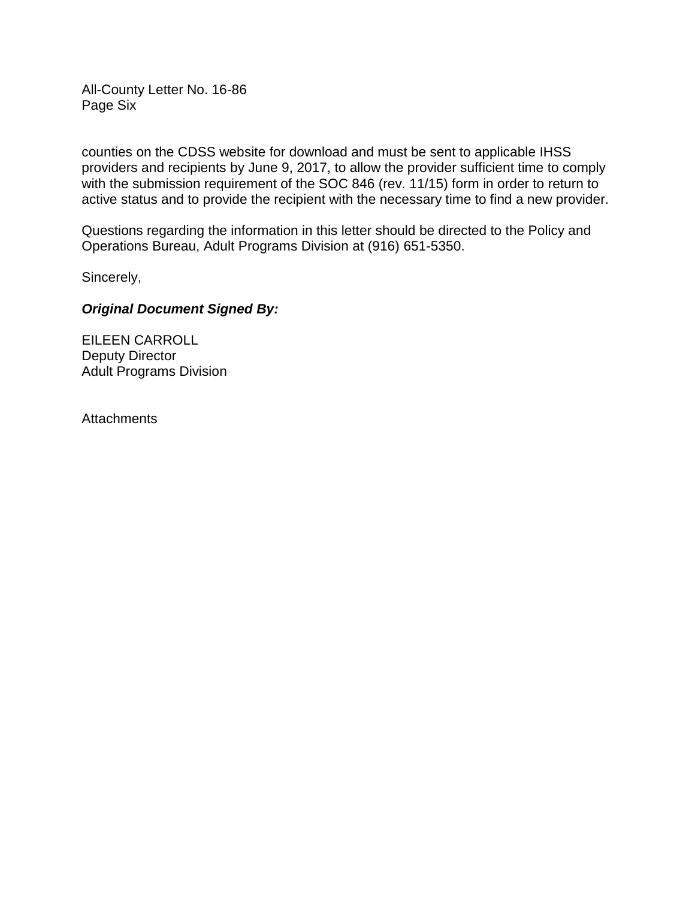counties on the CDSS website for download and must be sent to applicable IHSS providers and recipients by June 9, 2017, to allow the provider sufficient time to comply with the submission requirement of the SOC 846 (rev. 11/15) form in order to return to active status and to provide the recipient with the necessary time to find a new provider.

Questions regarding the information in this letter should be directed to the Policy and Operations Bureau, Adult Programs Division at (916) 651-5350.

Sincerely,

***Original Document Signed By:***

EILEEN CARROLL
Deputy Director
Adult Programs Division

Attachments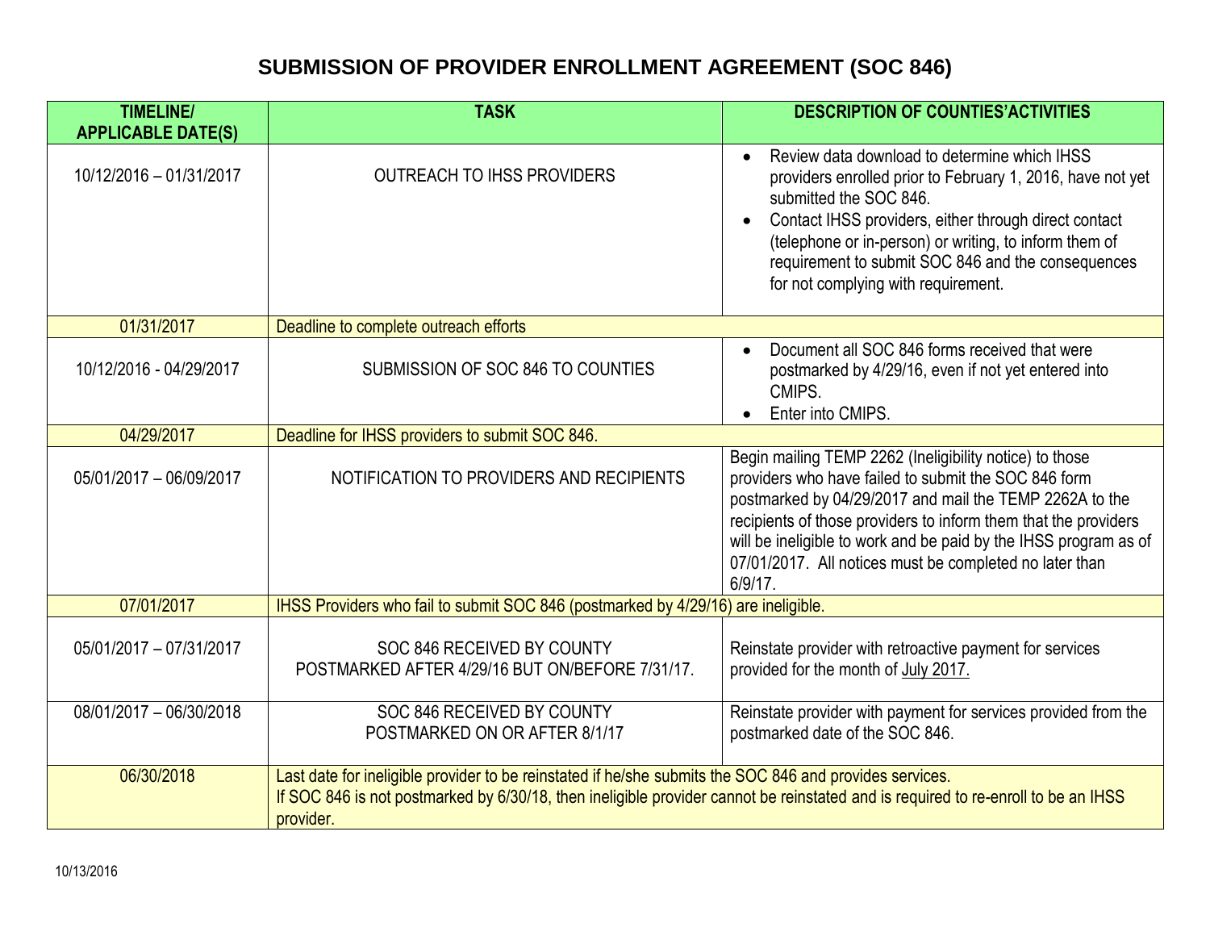# SUBMISSION OF PROVIDER ENROLLMENT AGREEMENT (SOC 846)

| TIMELINE/ APPLICABLE DATE(S) | TASK | DESCRIPTION OF COUNTIES'ACTIVITIES |
|---|---|---|
| 10/12/2016 – 01/31/2017 | OUTREACH TO IHSS PROVIDERS | • Review data download to determine which IHSS providers enrolled prior to February 1, 2016, have not yet submitted the SOC 846.<br>• Contact IHSS providers, either through direct contact (telephone or in-person) or writing, to inform them of requirement to submit SOC 846 and the consequences for not complying with requirement. |
| 01/31/2017 | Deadline to complete outreach efforts | |
| 10/12/2016 - 04/29/2017 | SUBMISSION OF SOC 846 TO COUNTIES | • Document all SOC 846 forms received that were postmarked by 4/29/16, even if not yet entered into CMIPS.<br>• Enter into CMIPS. |
| 04/29/2017 | Deadline for IHSS providers to submit SOC 846. | |
| 05/01/2017 – 06/09/2017 | NOTIFICATION TO PROVIDERS AND RECIPIENTS | Begin mailing TEMP 2262 (Ineligibility notice) to those providers who have failed to submit the SOC 846 form postmarked by 04/29/2017 and mail the TEMP 2262A to the recipients of those providers to inform them that the providers will be ineligible to work and be paid by the IHSS program as of 07/01/2017. All notices must be completed no later than 6/9/17. |
| 07/01/2017 | IHSS Providers who fail to submit SOC 846 (postmarked by 4/29/16) are ineligible. | |
| 05/01/2017 – 07/31/2017 | SOC 846 RECEIVED BY COUNTY POSTMARKED AFTER 4/29/16 BUT ON/BEFORE 7/31/17. | Reinstate provider with retroactive payment for services provided for the month of July 2017. |
| 08/01/2017 – 06/30/2018 | SOC 846 RECEIVED BY COUNTY POSTMARKED ON OR AFTER 8/1/17 | Reinstate provider with payment for services provided from the postmarked date of the SOC 846. |
| 06/30/2018 | Last date for ineligible provider to be reinstated if he/she submits the SOC 846 and provides services.<br>If SOC 846 is not postmarked by 6/30/18, then ineligible provider cannot be reinstated and is required to re-enroll to be an IHSS provider. | |

10/13/2016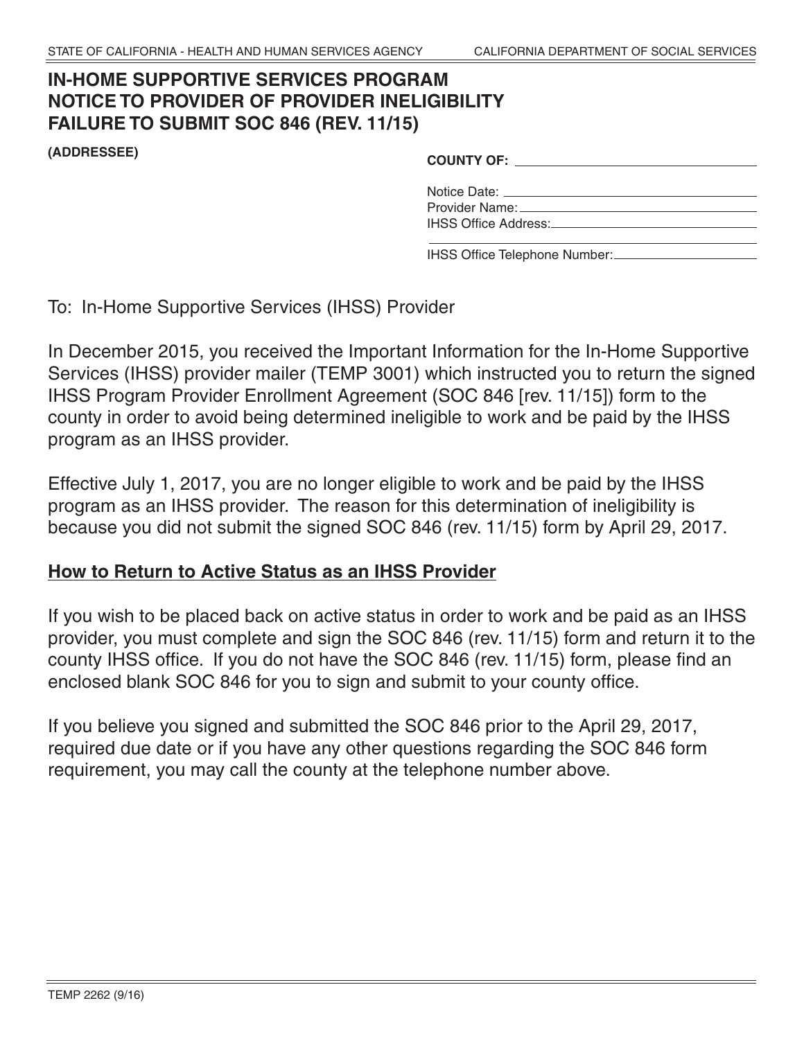STATE OF CALIFORNIA - HEALTH AND HUMAN SERVICES AGENCY CALIFORNIA DEPARTMENT OF SOCIAL SERVICES

# IN-HOME SUPPORTIVE SERVICES PROGRAM NOTICE TO PROVIDER OF PROVIDER INELIGIBILITY FAILURE TO SUBMIT SOC 846 (REV. 11/15)

**(ADDRESSEE)**

**COUNTY OF:** ______________________

Notice Date: ______________________
Provider Name: ______________________
IHSS Office Address: ______________________

______________________

IHSS Office Telephone Number: ______________________

To: In-Home Supportive Services (IHSS) Provider

In December 2015, you received the Important Information for the In-Home Supportive Services (IHSS) provider mailer (TEMP 3001) which instructed you to return the signed IHSS Program Provider Enrollment Agreement (SOC 846 [rev. 11/15]) form to the county in order to avoid being determined ineligible to work and be paid by the IHSS program as an IHSS provider.

Effective July 1, 2017, you are no longer eligible to work and be paid by the IHSS program as an IHSS provider. The reason for this determination of ineligibility is because you did not submit the signed SOC 846 (rev. 11/15) form by April 29, 2017.

## <u>How to Return to Active Status as an IHSS Provider</u>

If you wish to be placed back on active status in order to work and be paid as an IHSS provider, you must complete and sign the SOC 846 (rev. 11/15) form and return it to the county IHSS office. If you do not have the SOC 846 (rev. 11/15) form, please find an enclosed blank SOC 846 for you to sign and submit to your county office.

If you believe you signed and submitted the SOC 846 prior to the April 29, 2017, required due date or if you have any other questions regarding the SOC 846 form requirement, you may call the county at the telephone number above.

TEMP 2262 (9/16)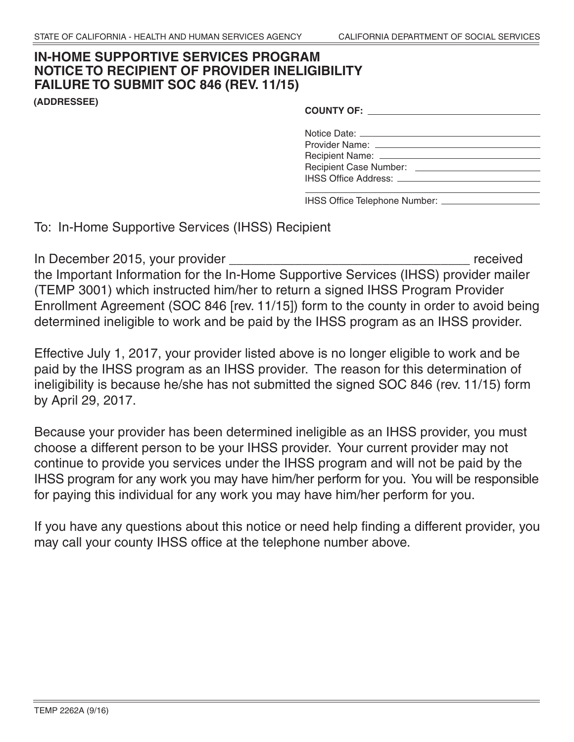STATE OF CALIFORNIA - HEALTH AND HUMAN SERVICES AGENCY CALIFORNIA DEPARTMENT OF SOCIAL SERVICES

# IN-HOME SUPPORTIVE SERVICES PROGRAM NOTICE TO RECIPIENT OF PROVIDER INELIGIBILITY FAILURE TO SUBMIT SOC 846 (REV. 11/15)

**(ADDRESSEE)**

**COUNTY OF:** ____________________

Notice Date: ____________________
Provider Name: ____________________
Recipient Name: ____________________
Recipient Case Number: ____________________
IHSS Office Address: ____________________

____________________

IHSS Office Telephone Number: ____________________

To: In-Home Supportive Services (IHSS) Recipient

In December 2015, your provider _________________________________ received the Important Information for the In-Home Supportive Services (IHSS) provider mailer (TEMP 3001) which instructed him/her to return a signed IHSS Program Provider Enrollment Agreement (SOC 846 [rev. 11/15]) form to the county in order to avoid being determined ineligible to work and be paid by the IHSS program as an IHSS provider.

Effective July 1, 2017, your provider listed above is no longer eligible to work and be paid by the IHSS program as an IHSS provider. The reason for this determination of ineligibility is because he/she has not submitted the signed SOC 846 (rev. 11/15) form by April 29, 2017.

Because your provider has been determined ineligible as an IHSS provider, you must choose a different person to be your IHSS provider. Your current provider may not continue to provide you services under the IHSS program and will not be paid by the IHSS program for any work you may have him/her perform for you. You will be responsible for paying this individual for any work you may have him/her perform for you.

If you have any questions about this notice or need help finding a different provider, you may call your county IHSS office at the telephone number above.

TEMP 2262A (9/16)